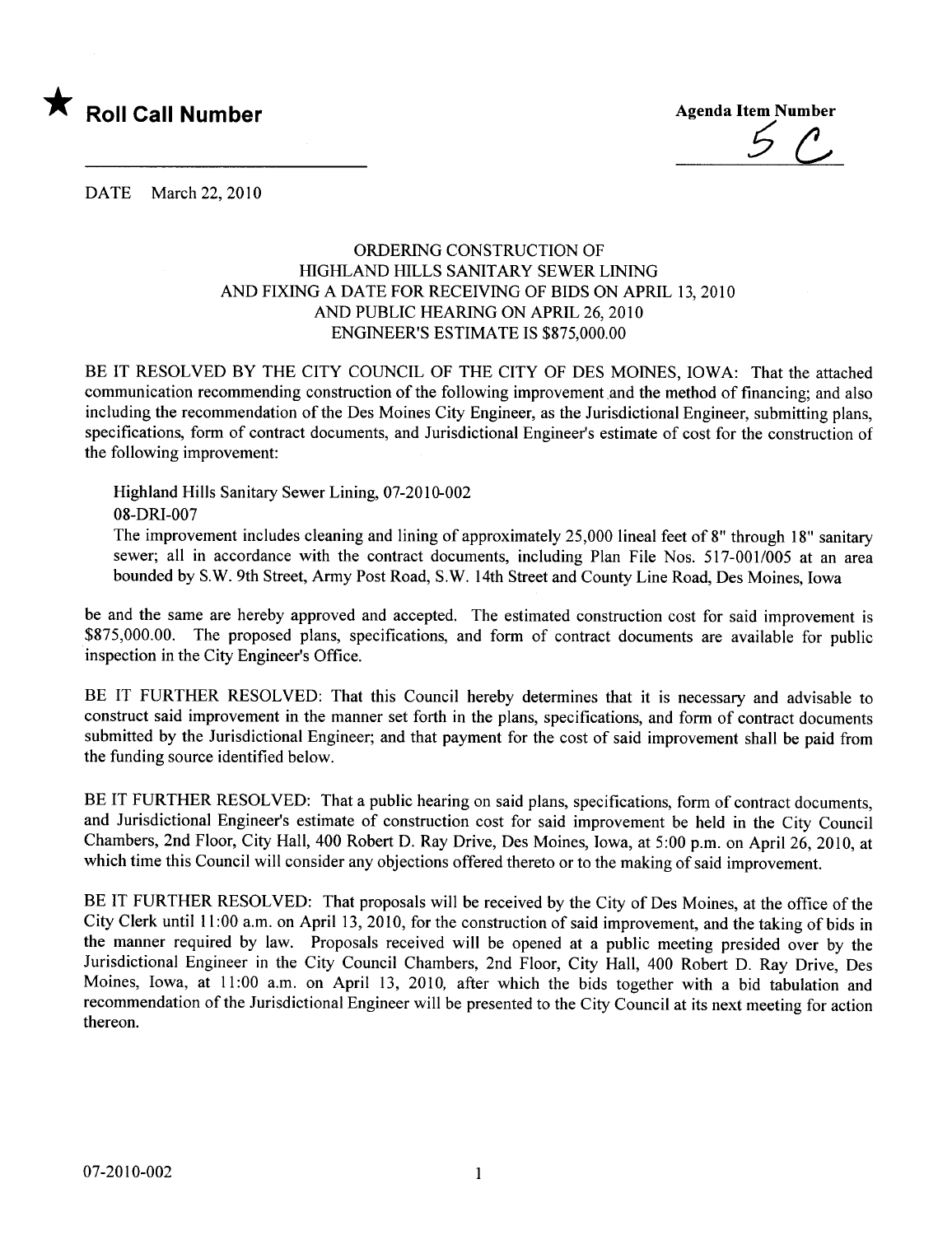★ **Roll Call Number**

**Agenda Item Number**
5C

DATE March 22, 2010

ORDERING CONSTRUCTION OF
HIGHLAND HILLS SANITARY SEWER LINING
AND FIXING A DATE FOR RECEIVING OF BIDS ON APRIL 13, 2010
AND PUBLIC HEARING ON APRIL 26, 2010
ENGINEER'S ESTIMATE IS $875,000.00

BE IT RESOLVED BY THE CITY COUNCIL OF THE CITY OF DES MOINES, IOWA: That the attached communication recommending construction of the following improvement and the method of financing; and also including the recommendation of the Des Moines City Engineer, as the Jurisdictional Engineer, submitting plans, specifications, form of contract documents, and Jurisdictional Engineer's estimate of cost for the construction of the following improvement:

Highland Hills Sanitary Sewer Lining, 07-2010-002
08-DRI-007
The improvement includes cleaning and lining of approximately 25,000 lineal feet of 8" through 18" sanitary sewer; all in accordance with the contract documents, including Plan File Nos. 517-001/005 at an area bounded by S.W. 9th Street, Army Post Road, S.W. 14th Street and County Line Road, Des Moines, Iowa

be and the same are hereby approved and accepted. The estimated construction cost for said improvement is $875,000.00. The proposed plans, specifications, and form of contract documents are available for public inspection in the City Engineer's Office.

BE IT FURTHER RESOLVED: That this Council hereby determines that it is necessary and advisable to construct said improvement in the manner set forth in the plans, specifications, and form of contract documents submitted by the Jurisdictional Engineer; and that payment for the cost of said improvement shall be paid from the funding source identified below.

BE IT FURTHER RESOLVED: That a public hearing on said plans, specifications, form of contract documents, and Jurisdictional Engineer's estimate of construction cost for said improvement be held in the City Council Chambers, 2nd Floor, City Hall, 400 Robert D. Ray Drive, Des Moines, Iowa, at 5:00 p.m. on April 26, 2010, at which time this Council will consider any objections offered thereto or to the making of said improvement.

BE IT FURTHER RESOLVED: That proposals will be received by the City of Des Moines, at the office of the City Clerk until 11:00 a.m. on April 13, 2010, for the construction of said improvement, and the taking of bids in the manner required by law. Proposals received will be opened at a public meeting presided over by the Jurisdictional Engineer in the City Council Chambers, 2nd Floor, City Hall, 400 Robert D. Ray Drive, Des Moines, Iowa, at 11:00 a.m. on April 13, 2010, after which the bids together with a bid tabulation and recommendation of the Jurisdictional Engineer will be presented to the City Council at its next meeting for action thereon.

07-2010-002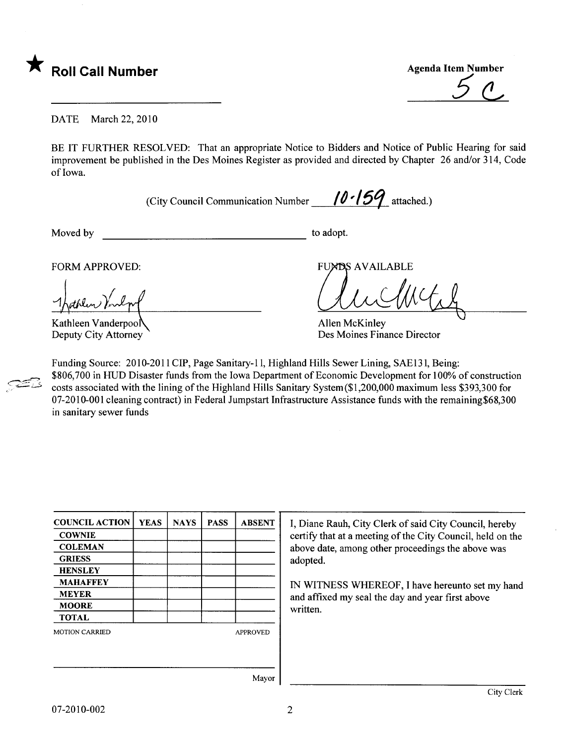★ **Roll Call Number**

______________________

**Agenda Item Number**

5 C

DATE March 22, 2010

BE IT FURTHER RESOLVED: That an appropriate Notice to Bidders and Notice of Public Hearing for said improvement be published in the Des Moines Register as provided and directed by Chapter 26 and/or 314, Code of Iowa.

(City Council Communication Number 10-159 attached.)

Moved by ______________________________ to adopt.

FORM APPROVED:

Kathleen Vanderpool
Deputy City Attorney

FUNDS AVAILABLE

Allen McKinley
Des Moines Finance Director

Funding Source: 2010-2011 CIP, Page Sanitary-11, Highland Hills Sewer Lining, SAE131, Being: $806,700 in HUD Disaster funds from the Iowa Department of Economic Development for 100% of construction costs associated with the lining of the Highland Hills Sanitary System ($1,200,000 maximum less $393,300 for 07-2010-001 cleaning contract) in Federal Jumpstart Infrastructure Assistance funds with the remaining$68,300 in sanitary sewer funds

| COUNCIL ACTION | YEAS | NAYS | PASS | ABSENT |
|---|---|---|---|---|
| COWNIE | | | | |
| COLEMAN | | | | |
| GRIESS | | | | |
| HENSLEY | | | | |
| MAHAFFEY | | | | |
| MEYER | | | | |
| MOORE | | | | |
| TOTAL | | | | |

MOTION CARRIED APPROVED

______________________________ Mayor

I, Diane Rauh, City Clerk of said City Council, hereby certify that at a meeting of the City Council, held on the above date, among other proceedings the above was adopted.

IN WITNESS WHEREOF, I have hereunto set my hand and affixed my seal the day and year first above written.

______________________________ City Clerk

07-2010-002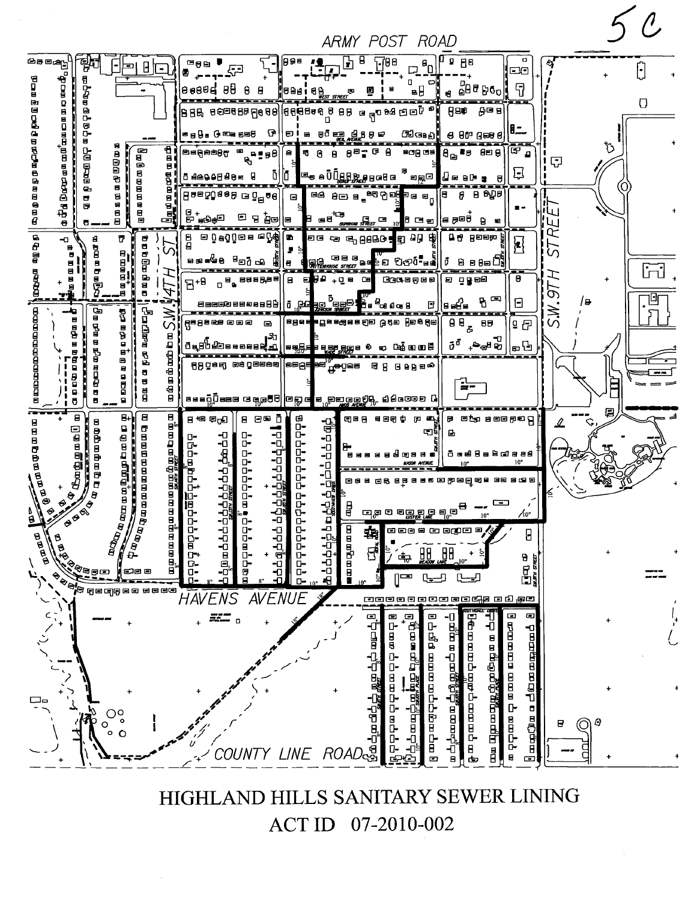5C

ARMY POST ROAD

S.W. 4TH ST.

S.W. 9TH STREET

HAVENS AVENUE

COUNTY LINE ROAD

# HIGHLAND HILLS SANITARY SEWER LINING

## ACT ID 07-2010-002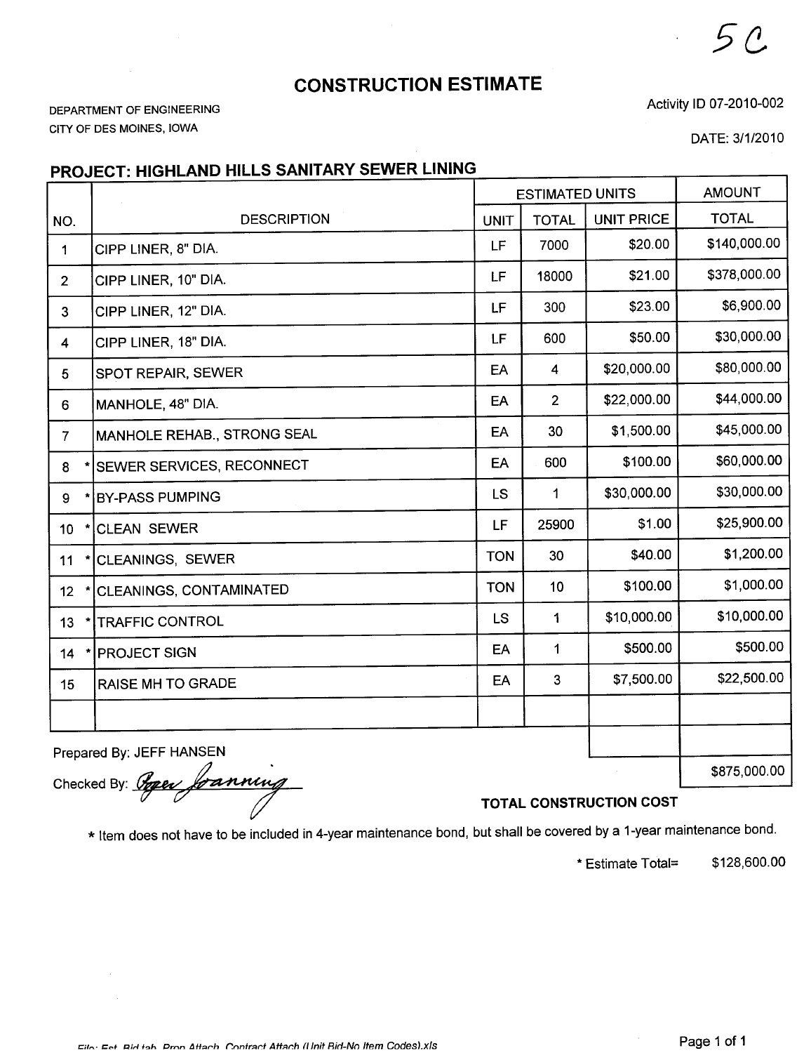5C

# CONSTRUCTION ESTIMATE

DEPARTMENT OF ENGINEERING
CITY OF DES MOINES, IOWA

Activity ID 07-2010-002

DATE: 3/1/2010

## PROJECT: HIGHLAND HILLS SANITARY SEWER LINING

| NO. | DESCRIPTION | ESTIMATED UNITS | | | AMOUNT |
|---|---|---|---|---|---|
| | | UNIT | TOTAL | UNIT PRICE | TOTAL |
| 1 | CIPP LINER, 8" DIA. | LF | 7000 | $20.00 | $140,000.00 |
| 2 | CIPP LINER, 10" DIA. | LF | 18000 | $21.00 | $378,000.00 |
| 3 | CIPP LINER, 12" DIA. | LF | 300 | $23.00 | $6,900.00 |
| 4 | CIPP LINER, 18" DIA. | LF | 600 | $50.00 | $30,000.00 |
| 5 | SPOT REPAIR, SEWER | EA | 4 | $20,000.00 | $80,000.00 |
| 6 | MANHOLE, 48" DIA. | EA | 2 | $22,000.00 | $44,000.00 |
| 7 | MANHOLE REHAB., STRONG SEAL | EA | 30 | $1,500.00 | $45,000.00 |
| 8 * | SEWER SERVICES, RECONNECT | EA | 600 | $100.00 | $60,000.00 |
| 9 * | BY-PASS PUMPING | LS | 1 | $30,000.00 | $30,000.00 |
| 10 * | CLEAN SEWER | LF | 25900 | $1.00 | $25,900.00 |
| 11 * | CLEANINGS, SEWER | TON | 30 | $40.00 | $1,200.00 |
| 12 * | CLEANINGS, CONTAMINATED | TON | 10 | $100.00 | $1,000.00 |
| 13 * | TRAFFIC CONTROL | LS | 1 | $10,000.00 | $10,000.00 |
| 14 * | PROJECT SIGN | EA | 1 | $500.00 | $500.00 |
| 15 | RAISE MH TO GRADE | EA | 3 | $7,500.00 | $22,500.00 |
| | | | | | |
| | | | | TOTAL CONSTRUCTION COST | $875,000.00 |

Prepared By: JEFF HANSEN

Checked By: Roger Fanning

\* Item does not have to be included in 4-year maintenance bond, but shall be covered by a 1-year maintenance bond.

\* Estimate Total= $128,600.00

File: Est. Bid tab. Prop Attach. Contract Attach (Unit Bid-No Item Codes).xls